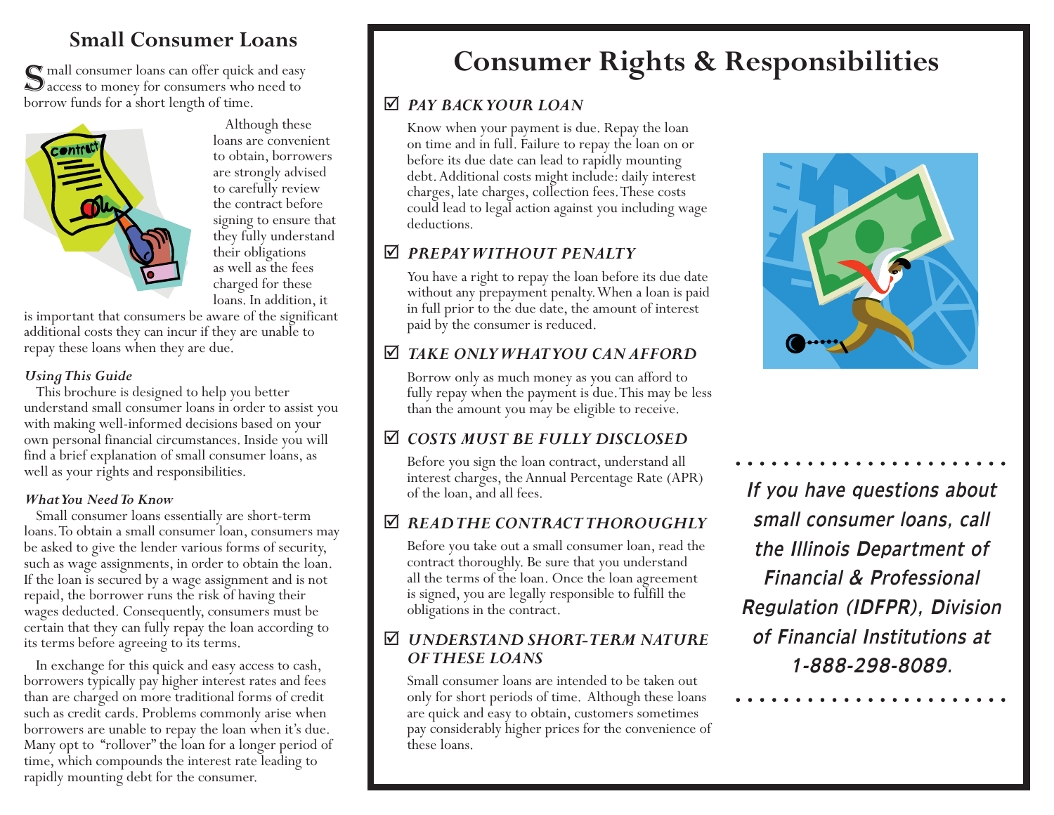## Small Consumer Loans

Small consumer loans can offer quick and easy access to money for consumers who need to borrow funds for a short length of time.

Although these loans are convenient to obtain, borrowers are strongly advised to carefully review the contract before signing to ensure that they fully understand their obligations as well as the fees charged for these loans. In addition, it is important that consumers be aware of the significant additional costs they can incur if they are unable to repay these loans when they are due.

### *Using This Guide*

This brochure is designed to help you better understand small consumer loans in order to assist you with making well-informed decisions based on your own personal financial circumstances. Inside you will find a brief explanation of small consumer loans, as well as your rights and responsibilities.

### *What You Need To Know*

Small consumer loans essentially are short-term loans. To obtain a small consumer loan, consumers may be asked to give the lender various forms of security, such as wage assignments, in order to obtain the loan. If the loan is secured by a wage assignment and is not repaid, the borrower runs the risk of having their wages deducted. Consequently, consumers must be certain that they can fully repay the loan according to its terms before agreeing to its terms.

In exchange for this quick and easy access to cash, borrowers typically pay higher interest rates and fees than are charged on more traditional forms of credit such as credit cards. Problems commonly arise when borrowers are unable to repay the loan when it's due. Many opt to "rollover" the loan for a longer period of time, which compounds the interest rate leading to rapidly mounting debt for the consumer.

# Consumer Rights & Responsibilities

### ☑ *PAY BACK YOUR LOAN*

Know when your payment is due. Repay the loan on time and in full. Failure to repay the loan on or before its due date can lead to rapidly mounting debt. Additional costs might include: daily interest charges, late charges, collection fees. These costs could lead to legal action against you including wage deductions.

### ☑ *PREPAY WITHOUT PENALTY*

You have a right to repay the loan before its due date without any prepayment penalty. When a loan is paid in full prior to the due date, the amount of interest paid by the consumer is reduced.

### ☑ *TAKE ONLY WHAT YOU CAN AFFORD*

Borrow only as much money as you can afford to fully repay when the payment is due. This may be less than the amount you may be eligible to receive.

### ☑ *COSTS MUST BE FULLY DISCLOSED*

Before you sign the loan contract, understand all interest charges, the Annual Percentage Rate (APR) of the loan, and all fees.

### ☑ *READ THE CONTRACT THOROUGHLY*

Before you take out a small consumer loan, read the contract thoroughly. Be sure that you understand all the terms of the loan. Once the loan agreement is signed, you are legally responsible to fulfill the obligations in the contract.

### ☑ *UNDERSTAND SHORT-TERM NATURE OF THESE LOANS*

Small consumer loans are intended to be taken out only for short periods of time. Although these loans are quick and easy to obtain, customers sometimes pay considerably higher prices for the convenience of these loans.

***If you have questions about small consumer loans, call the Illinois Department of Financial & Professional Regulation (IDFPR), Division of Financial Institutions at 1-888-298-8089.***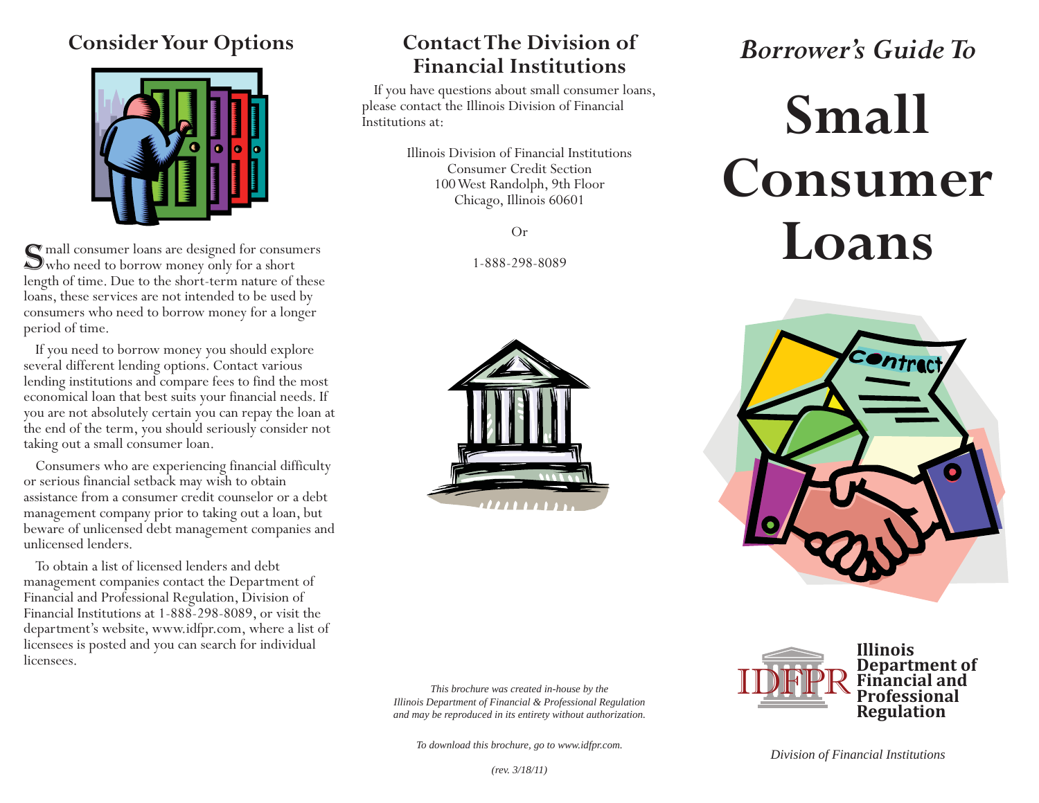## Consider Your Options

Small consumer loans are designed for consumers who need to borrow money only for a short length of time. Due to the short-term nature of these loans, these services are not intended to be used by consumers who need to borrow money for a longer period of time.

If you need to borrow money you should explore several different lending options. Contact various lending institutions and compare fees to find the most economical loan that best suits your financial needs. If you are not absolutely certain you can repay the loan at the end of the term, you should seriously consider not taking out a small consumer loan.

Consumers who are experiencing financial difficulty or serious financial setback may wish to obtain assistance from a consumer credit counselor or a debt management company prior to taking out a loan, but beware of unlicensed debt management companies and unlicensed lenders.

To obtain a list of licensed lenders and debt management companies contact the Department of Financial and Professional Regulation, Division of Financial Institutions at 1-888-298-8089, or visit the department's website, www.idfpr.com, where a list of licensees is posted and you can search for individual licensees.

## Contact The Division of Financial Institutions

If you have questions about small consumer loans, please contact the Illinois Division of Financial Institutions at:

Illinois Division of Financial Institutions
Consumer Credit Section
100 West Randolph, 9th Floor
Chicago, Illinois 60601

Or

1-888-298-8089

*This brochure was created in-house by the Illinois Department of Financial & Professional Regulation and may be reproduced in its entirety without authorization.*

*To download this brochure, go to www.idfpr.com.*

*(rev. 3/18/11)*

# *Borrower's Guide To*

# Small Consumer Loans

**IDFPR Illinois Department of Financial and Professional Regulation**

*Division of Financial Institutions*